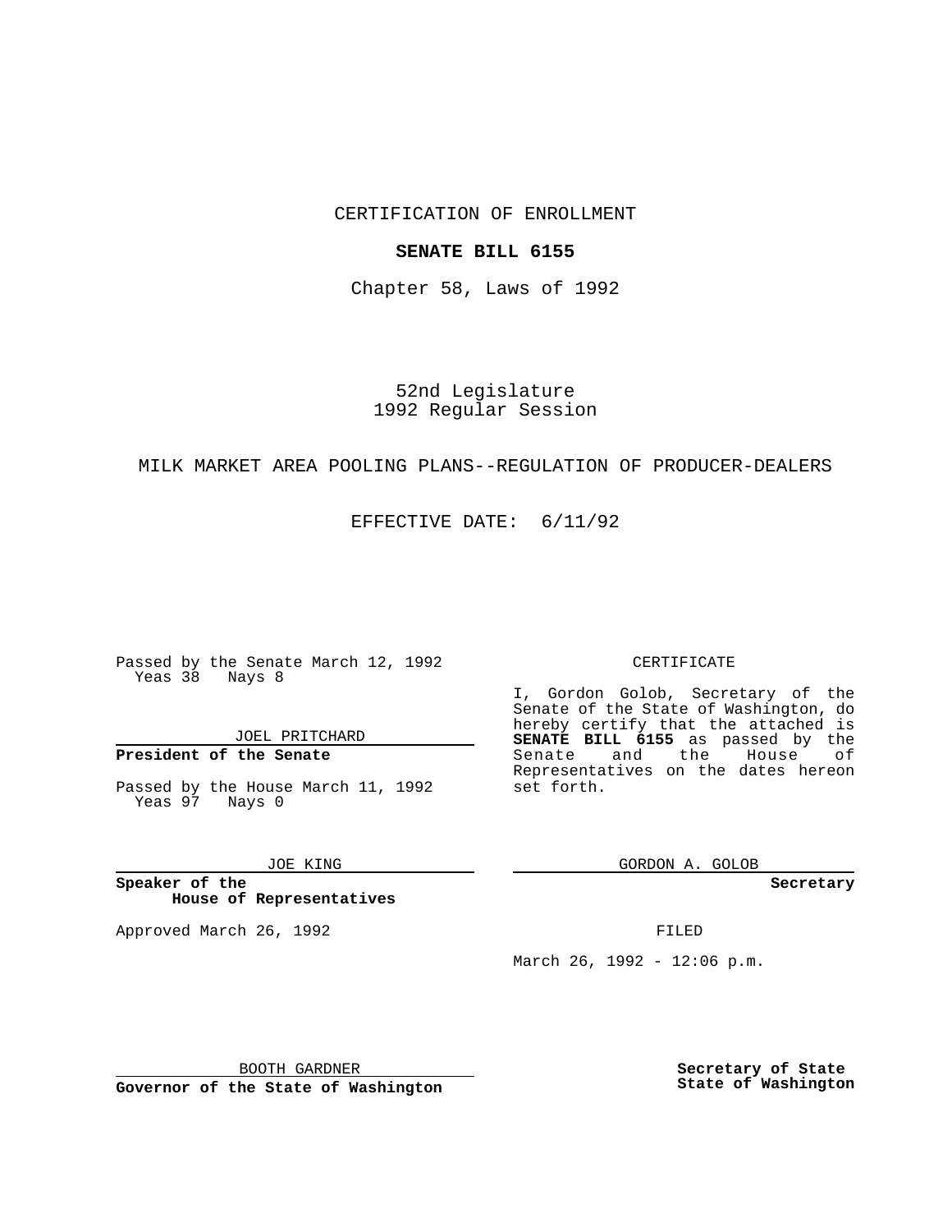CERTIFICATION OF ENROLLMENT

**SENATE BILL 6155**

Chapter 58, Laws of 1992

52nd Legislature
1992 Regular Session

MILK MARKET AREA POOLING PLANS--REGULATION OF PRODUCER-DEALERS

EFFECTIVE DATE: 6/11/92

Passed by the Senate March 12, 1992
Yeas 38 Nays 8

JOEL PRITCHARD

**President of the Senate**

Passed by the House March 11, 1992
Yeas 97 Nays 0

JOE KING

**Speaker of the House of Representatives**

Approved March 26, 1992

BOOTH GARDNER

**Governor of the State of Washington**

CERTIFICATE

I, Gordon Golob, Secretary of the Senate of the State of Washington, do hereby certify that the attached is **SENATE BILL 6155** as passed by the Senate and the House of Representatives on the dates hereon set forth.

GORDON A. GOLOB

**Secretary**

FILED

March 26, 1992 - 12:06 p.m.

**Secretary of State**
**State of Washington**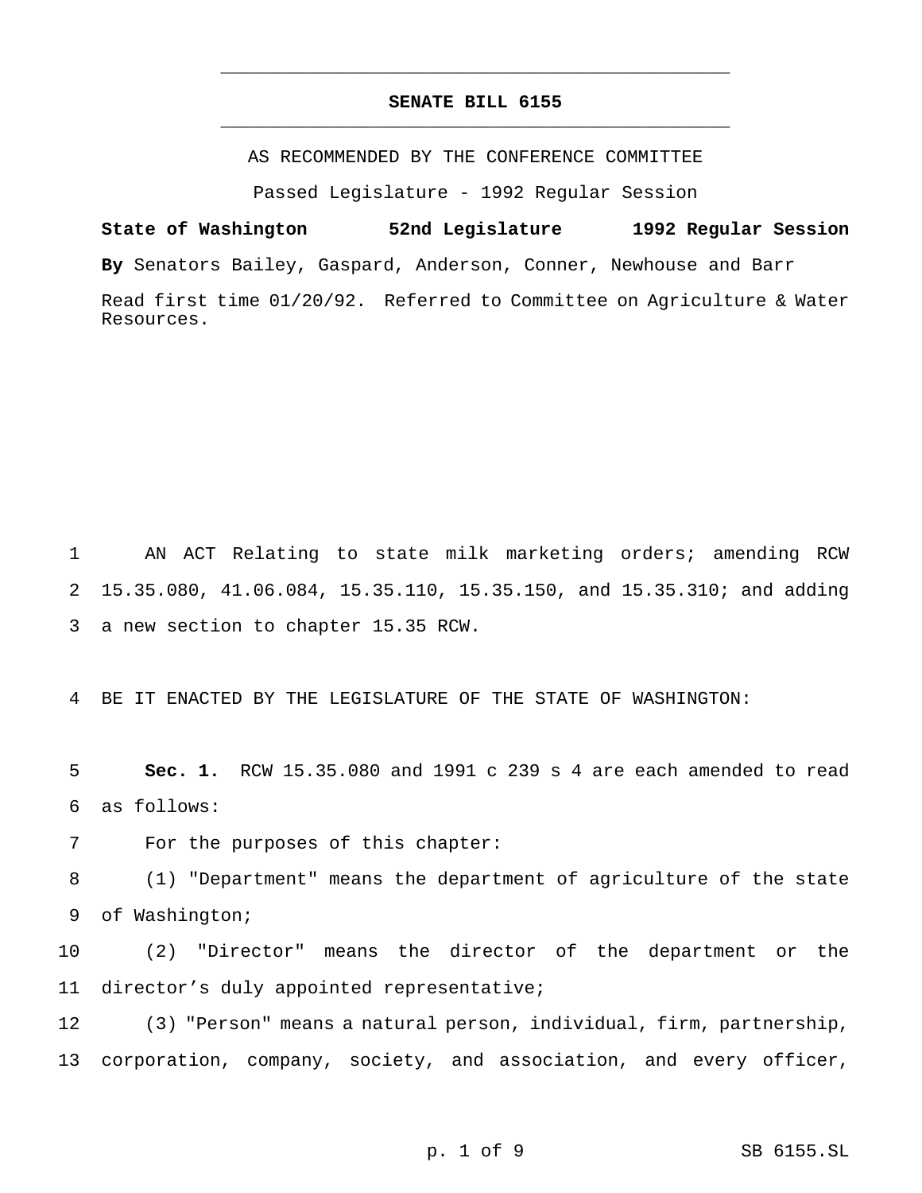# SENATE BILL 6155

AS RECOMMENDED BY THE CONFERENCE COMMITTEE

Passed Legislature - 1992 Regular Session

**State of Washington 52nd Legislature 1992 Regular Session**

**By** Senators Bailey, Gaspard, Anderson, Conner, Newhouse and Barr

Read first time 01/20/92. Referred to Committee on Agriculture & Water Resources.

AN ACT Relating to state milk marketing orders; amending RCW 15.35.080, 41.06.084, 15.35.110, 15.35.150, and 15.35.310; and adding a new section to chapter 15.35 RCW.

BE IT ENACTED BY THE LEGISLATURE OF THE STATE OF WASHINGTON:

**Sec. 1.** RCW 15.35.080 and 1991 c 239 s 4 are each amended to read as follows:

For the purposes of this chapter:

(1) "Department" means the department of agriculture of the state of Washington;

(2) "Director" means the director of the department or the director's duly appointed representative;

(3) "Person" means a natural person, individual, firm, partnership, corporation, company, society, and association, and every officer,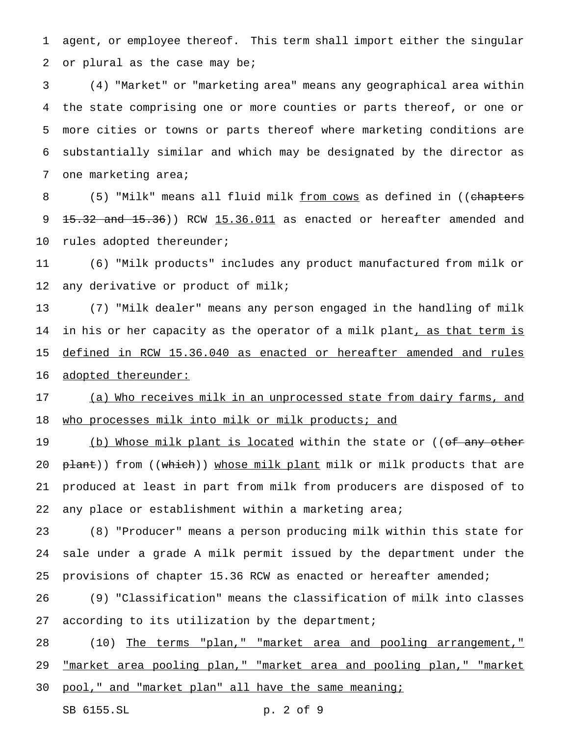agent, or employee thereof. This term shall import either the singular or plural as the case may be;

(4) "Market" or "marketing area" means any geographical area within the state comprising one or more counties or parts thereof, or one or more cities or towns or parts thereof where marketing conditions are substantially similar and which may be designated by the director as one marketing area;

(5) "Milk" means all fluid milk from cows as defined in ((~~chapters 15.32 and 15.36~~)) RCW 15.36.011 as enacted or hereafter amended and rules adopted thereunder;

(6) "Milk products" includes any product manufactured from milk or any derivative or product of milk;

(7) "Milk dealer" means any person engaged in the handling of milk in his or her capacity as the operator of a milk plant, as that term is defined in RCW 15.36.040 as enacted or hereafter amended and rules adopted thereunder:

(a) Who receives milk in an unprocessed state from dairy farms, and who processes milk into milk or milk products; and

(b) Whose milk plant is located within the state or ((~~of any other plant~~)) from ((~~which~~)) whose milk plant milk or milk products that are produced at least in part from milk from producers are disposed of to any place or establishment within a marketing area;

(8) "Producer" means a person producing milk within this state for sale under a grade A milk permit issued by the department under the provisions of chapter 15.36 RCW as enacted or hereafter amended;

(9) "Classification" means the classification of milk into classes according to its utilization by the department;

(10) The terms "plan," "market area and pooling arrangement," "market area pooling plan," "market area and pooling plan," "market pool," and "market plan" all have the same meaning;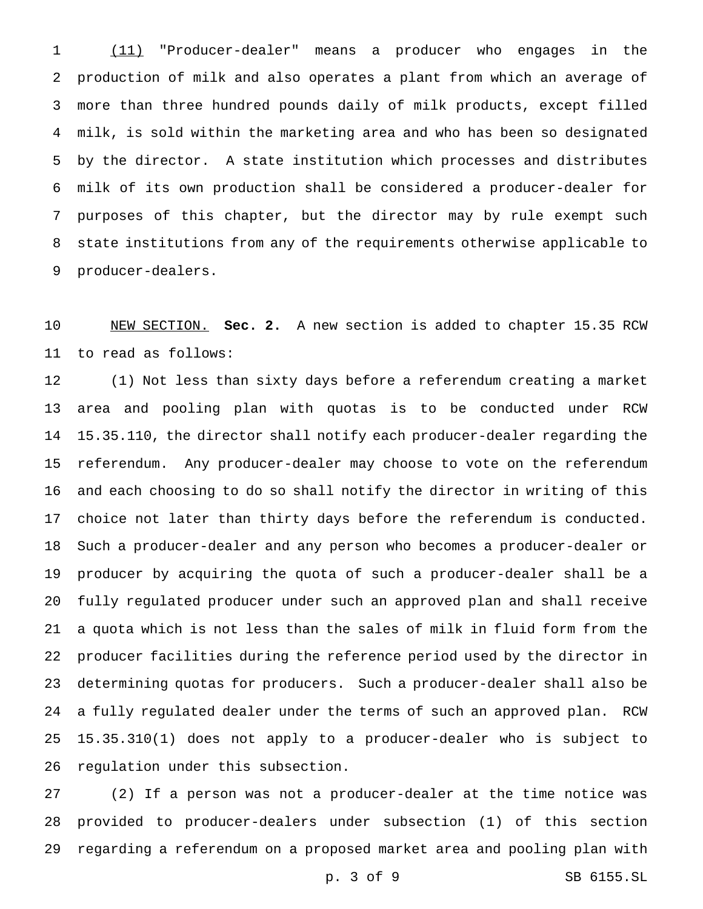(11) "Producer-dealer" means a producer who engages in the production of milk and also operates a plant from which an average of more than three hundred pounds daily of milk products, except filled milk, is sold within the marketing area and who has been so designated by the director. A state institution which processes and distributes milk of its own production shall be considered a producer-dealer for purposes of this chapter, but the director may by rule exempt such state institutions from any of the requirements otherwise applicable to producer-dealers.

NEW SECTION. **Sec. 2.** A new section is added to chapter 15.35 RCW to read as follows:

(1) Not less than sixty days before a referendum creating a market area and pooling plan with quotas is to be conducted under RCW 15.35.110, the director shall notify each producer-dealer regarding the referendum. Any producer-dealer may choose to vote on the referendum and each choosing to do so shall notify the director in writing of this choice not later than thirty days before the referendum is conducted. Such a producer-dealer and any person who becomes a producer-dealer or producer by acquiring the quota of such a producer-dealer shall be a fully regulated producer under such an approved plan and shall receive a quota which is not less than the sales of milk in fluid form from the producer facilities during the reference period used by the director in determining quotas for producers. Such a producer-dealer shall also be a fully regulated dealer under the terms of such an approved plan. RCW 15.35.310(1) does not apply to a producer-dealer who is subject to regulation under this subsection.

(2) If a person was not a producer-dealer at the time notice was provided to producer-dealers under subsection (1) of this section regarding a referendum on a proposed market area and pooling plan with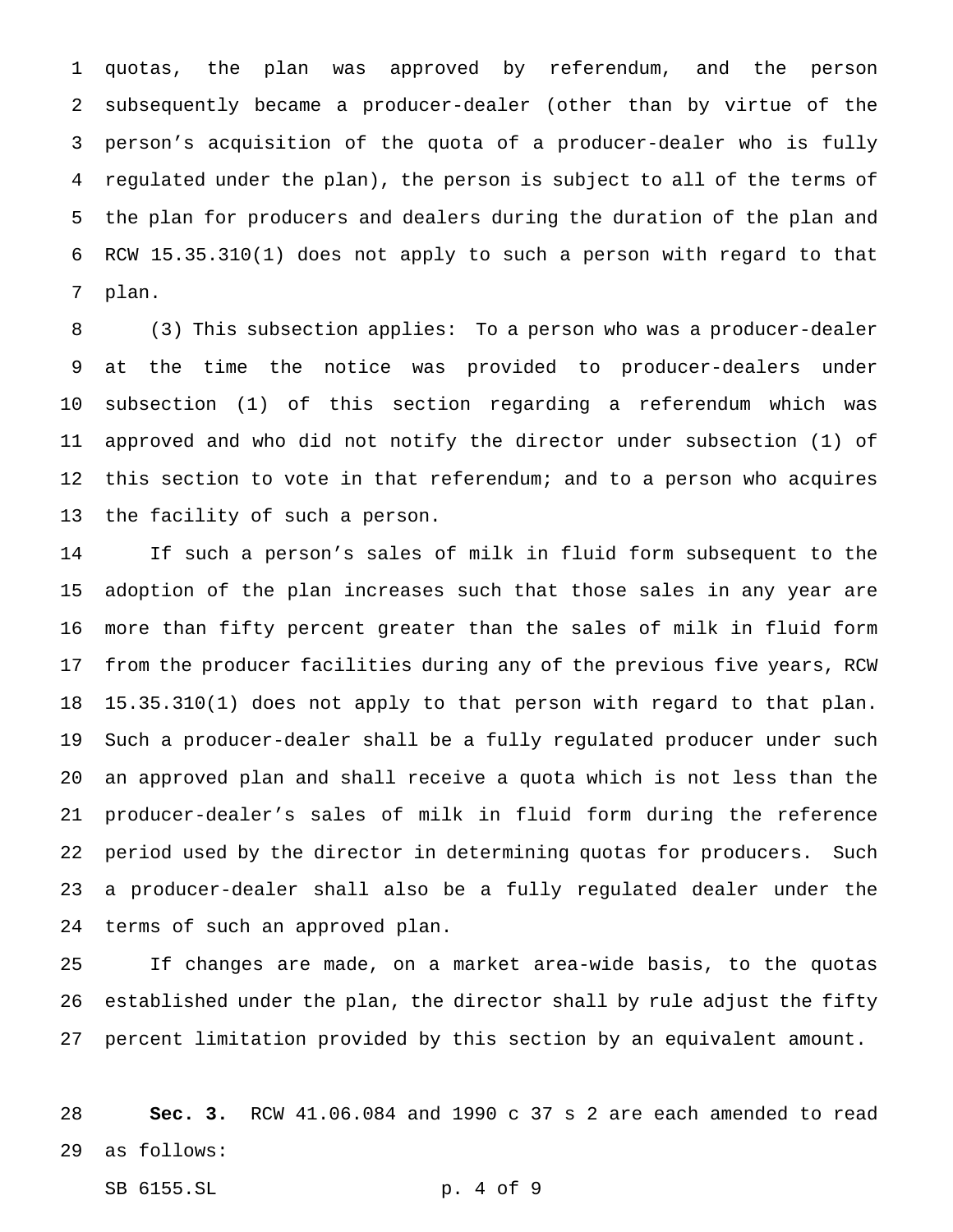quotas, the plan was approved by referendum, and the person subsequently became a producer-dealer (other than by virtue of the person's acquisition of the quota of a producer-dealer who is fully regulated under the plan), the person is subject to all of the terms of the plan for producers and dealers during the duration of the plan and RCW 15.35.310(1) does not apply to such a person with regard to that plan.

(3) This subsection applies: To a person who was a producer-dealer at the time the notice was provided to producer-dealers under subsection (1) of this section regarding a referendum which was approved and who did not notify the director under subsection (1) of this section to vote in that referendum; and to a person who acquires the facility of such a person.

If such a person's sales of milk in fluid form subsequent to the adoption of the plan increases such that those sales in any year are more than fifty percent greater than the sales of milk in fluid form from the producer facilities during any of the previous five years, RCW 15.35.310(1) does not apply to that person with regard to that plan. Such a producer-dealer shall be a fully regulated producer under such an approved plan and shall receive a quota which is not less than the producer-dealer's sales of milk in fluid form during the reference period used by the director in determining quotas for producers. Such a producer-dealer shall also be a fully regulated dealer under the terms of such an approved plan.

If changes are made, on a market area-wide basis, to the quotas established under the plan, the director shall by rule adjust the fifty percent limitation provided by this section by an equivalent amount.

**Sec. 3.** RCW 41.06.084 and 1990 c 37 s 2 are each amended to read as follows: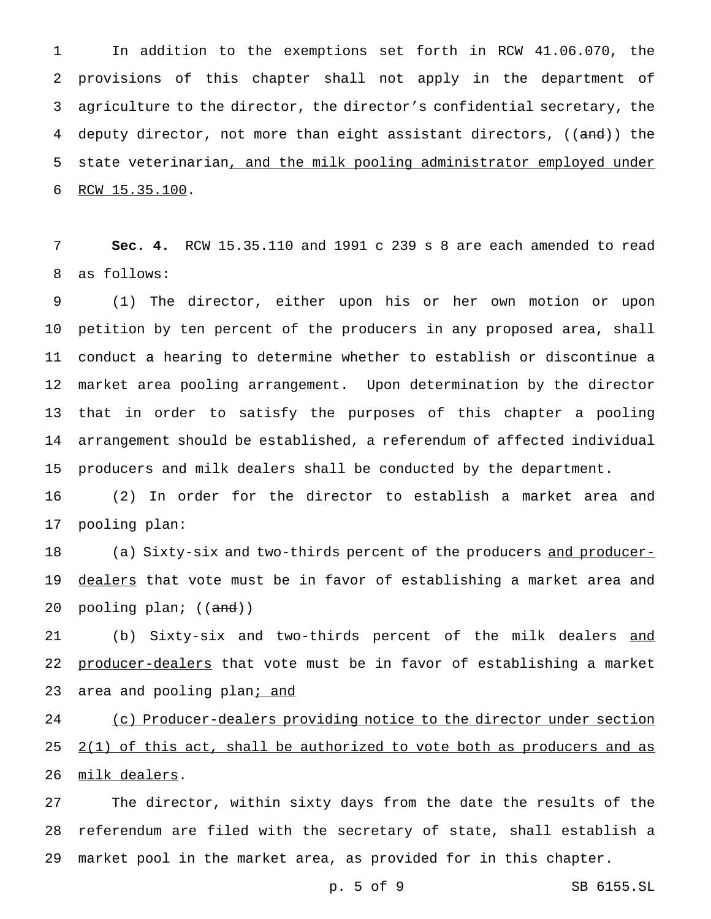In addition to the exemptions set forth in RCW 41.06.070, the provisions of this chapter shall not apply in the department of agriculture to the director, the director's confidential secretary, the deputy director, not more than eight assistant directors, ((~~and~~)) the state veterinarian, and the milk pooling administrator employed under RCW 15.35.100.

**Sec. 4.** RCW 15.35.110 and 1991 c 239 s 8 are each amended to read as follows:

(1) The director, either upon his or her own motion or upon petition by ten percent of the producers in any proposed area, shall conduct a hearing to determine whether to establish or discontinue a market area pooling arrangement. Upon determination by the director that in order to satisfy the purposes of this chapter a pooling arrangement should be established, a referendum of affected individual producers and milk dealers shall be conducted by the department.

(2) In order for the director to establish a market area and pooling plan:

(a) Sixty-six and two-thirds percent of the producers and producer-dealers that vote must be in favor of establishing a market area and pooling plan; ((~~and~~))

(b) Sixty-six and two-thirds percent of the milk dealers and producer-dealers that vote must be in favor of establishing a market area and pooling plan; and

(c) Producer-dealers providing notice to the director under section 2(1) of this act, shall be authorized to vote both as producers and as milk dealers.

The director, within sixty days from the date the results of the referendum are filed with the secretary of state, shall establish a market pool in the market area, as provided for in this chapter.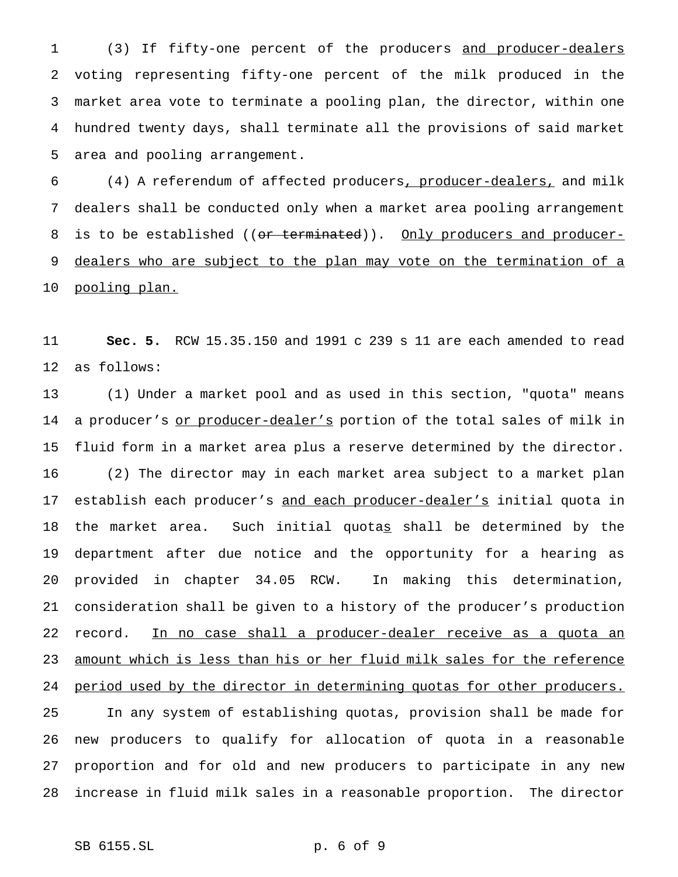(3) If fifty-one percent of the producers and producer-dealers voting representing fifty-one percent of the milk produced in the market area vote to terminate a pooling plan, the director, within one hundred twenty days, shall terminate all the provisions of said market area and pooling arrangement.

(4) A referendum of affected producers, producer-dealers, and milk dealers shall be conducted only when a market area pooling arrangement is to be established ((~~or terminated~~)). Only producers and producer-dealers who are subject to the plan may vote on the termination of a pooling plan.

**Sec. 5.** RCW 15.35.150 and 1991 c 239 s 11 are each amended to read as follows:

(1) Under a market pool and as used in this section, "quota" means a producer's or producer-dealer's portion of the total sales of milk in fluid form in a market area plus a reserve determined by the director.

(2) The director may in each market area subject to a market plan establish each producer's and each producer-dealer's initial quota in the market area. Such initial quotas shall be determined by the department after due notice and the opportunity for a hearing as provided in chapter 34.05 RCW. In making this determination, consideration shall be given to a history of the producer's production record. In no case shall a producer-dealer receive as a quota an amount which is less than his or her fluid milk sales for the reference period used by the director in determining quotas for other producers. In any system of establishing quotas, provision shall be made for new producers to qualify for allocation of quota in a reasonable proportion and for old and new producers to participate in any new increase in fluid milk sales in a reasonable proportion. The director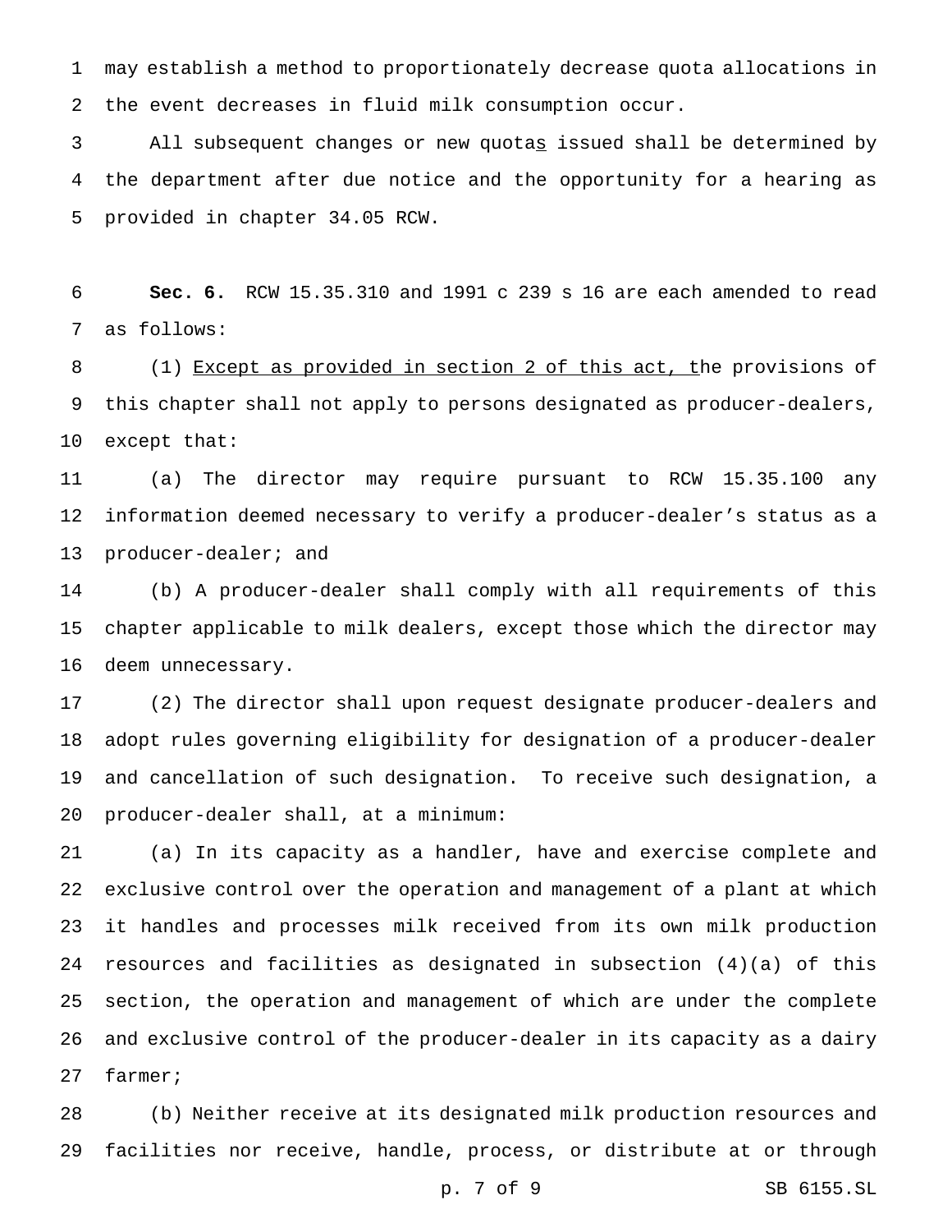may establish a method to proportionately decrease quota allocations in the event decreases in fluid milk consumption occur.

All subsequent changes or new quotas issued shall be determined by the department after due notice and the opportunity for a hearing as provided in chapter 34.05 RCW.

**Sec. 6.** RCW 15.35.310 and 1991 c 239 s 16 are each amended to read as follows:

(1) Except as provided in section 2 of this act, the provisions of this chapter shall not apply to persons designated as producer-dealers, except that:

(a) The director may require pursuant to RCW 15.35.100 any information deemed necessary to verify a producer-dealer's status as a producer-dealer; and

(b) A producer-dealer shall comply with all requirements of this chapter applicable to milk dealers, except those which the director may deem unnecessary.

(2) The director shall upon request designate producer-dealers and adopt rules governing eligibility for designation of a producer-dealer and cancellation of such designation. To receive such designation, a producer-dealer shall, at a minimum:

(a) In its capacity as a handler, have and exercise complete and exclusive control over the operation and management of a plant at which it handles and processes milk received from its own milk production resources and facilities as designated in subsection (4)(a) of this section, the operation and management of which are under the complete and exclusive control of the producer-dealer in its capacity as a dairy farmer;

(b) Neither receive at its designated milk production resources and facilities nor receive, handle, process, or distribute at or through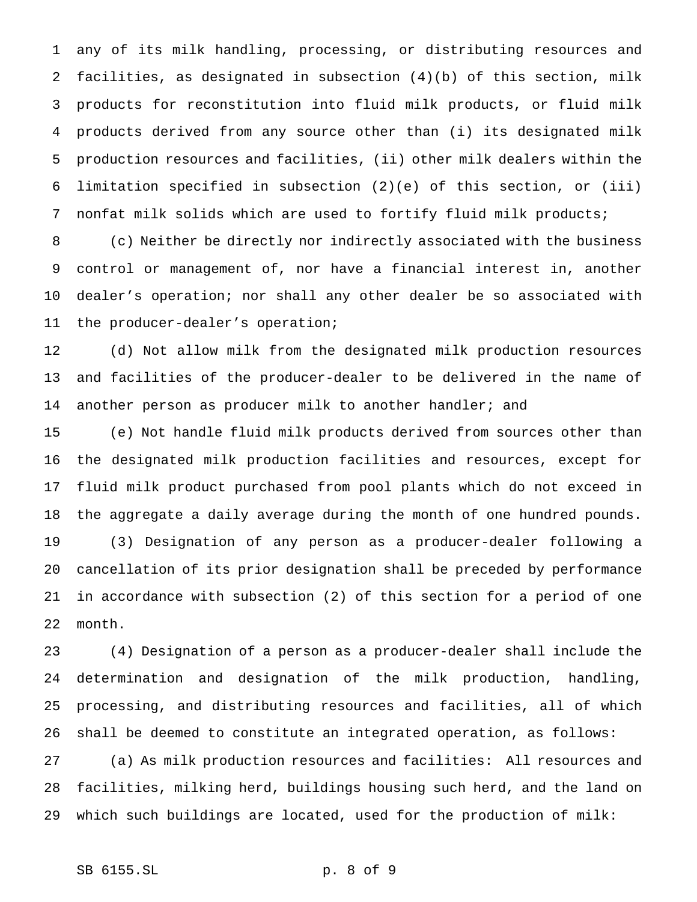any of its milk handling, processing, or distributing resources and facilities, as designated in subsection (4)(b) of this section, milk products for reconstitution into fluid milk products, or fluid milk products derived from any source other than (i) its designated milk production resources and facilities, (ii) other milk dealers within the limitation specified in subsection (2)(e) of this section, or (iii) nonfat milk solids which are used to fortify fluid milk products;

(c) Neither be directly nor indirectly associated with the business control or management of, nor have a financial interest in, another dealer's operation; nor shall any other dealer be so associated with the producer-dealer's operation;

(d) Not allow milk from the designated milk production resources and facilities of the producer-dealer to be delivered in the name of another person as producer milk to another handler; and

(e) Not handle fluid milk products derived from sources other than the designated milk production facilities and resources, except for fluid milk product purchased from pool plants which do not exceed in the aggregate a daily average during the month of one hundred pounds.

(3) Designation of any person as a producer-dealer following a cancellation of its prior designation shall be preceded by performance in accordance with subsection (2) of this section for a period of one month.

(4) Designation of a person as a producer-dealer shall include the determination and designation of the milk production, handling, processing, and distributing resources and facilities, all of which shall be deemed to constitute an integrated operation, as follows:

(a) As milk production resources and facilities: All resources and facilities, milking herd, buildings housing such herd, and the land on which such buildings are located, used for the production of milk: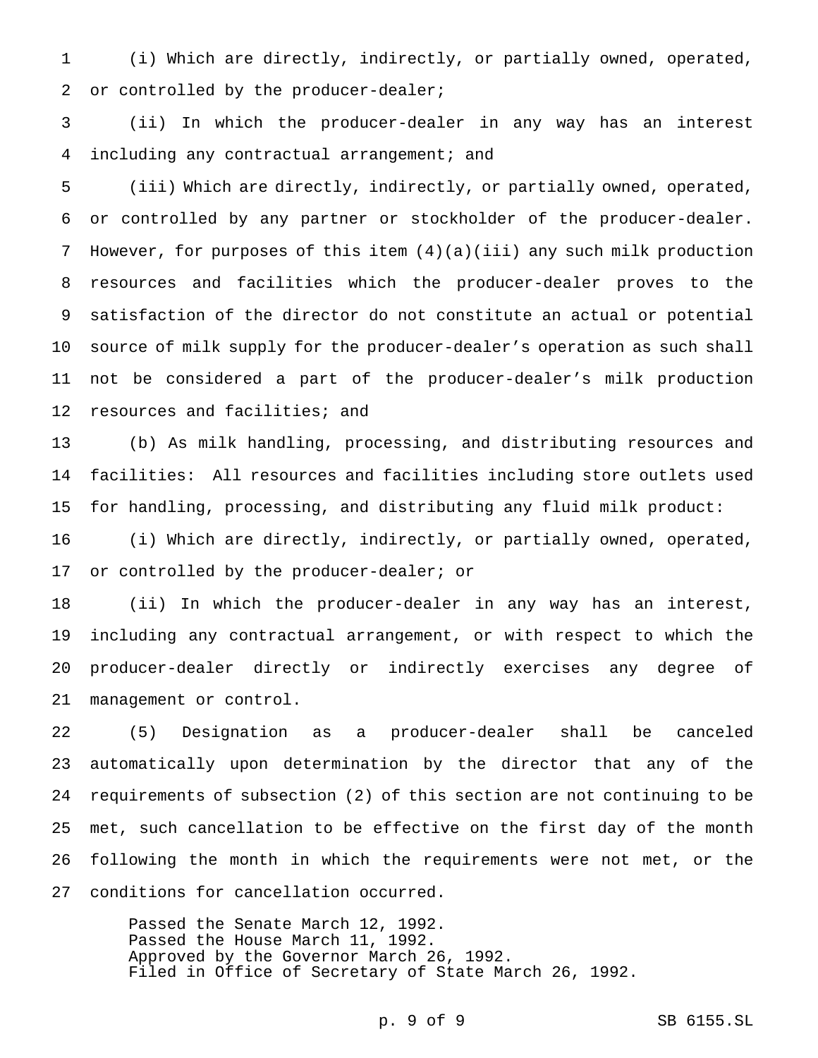(i) Which are directly, indirectly, or partially owned, operated, or controlled by the producer-dealer;

(ii) In which the producer-dealer in any way has an interest including any contractual arrangement; and

(iii) Which are directly, indirectly, or partially owned, operated, or controlled by any partner or stockholder of the producer-dealer. However, for purposes of this item (4)(a)(iii) any such milk production resources and facilities which the producer-dealer proves to the satisfaction of the director do not constitute an actual or potential source of milk supply for the producer-dealer's operation as such shall not be considered a part of the producer-dealer's milk production resources and facilities; and

(b) As milk handling, processing, and distributing resources and facilities: All resources and facilities including store outlets used for handling, processing, and distributing any fluid milk product:

(i) Which are directly, indirectly, or partially owned, operated, or controlled by the producer-dealer; or

(ii) In which the producer-dealer in any way has an interest, including any contractual arrangement, or with respect to which the producer-dealer directly or indirectly exercises any degree of management or control.

(5) Designation as a producer-dealer shall be canceled automatically upon determination by the director that any of the requirements of subsection (2) of this section are not continuing to be met, such cancellation to be effective on the first day of the month following the month in which the requirements were not met, or the conditions for cancellation occurred.

Passed the Senate March 12, 1992.
Passed the House March 11, 1992.
Approved by the Governor March 26, 1992.
Filed in Office of Secretary of State March 26, 1992.